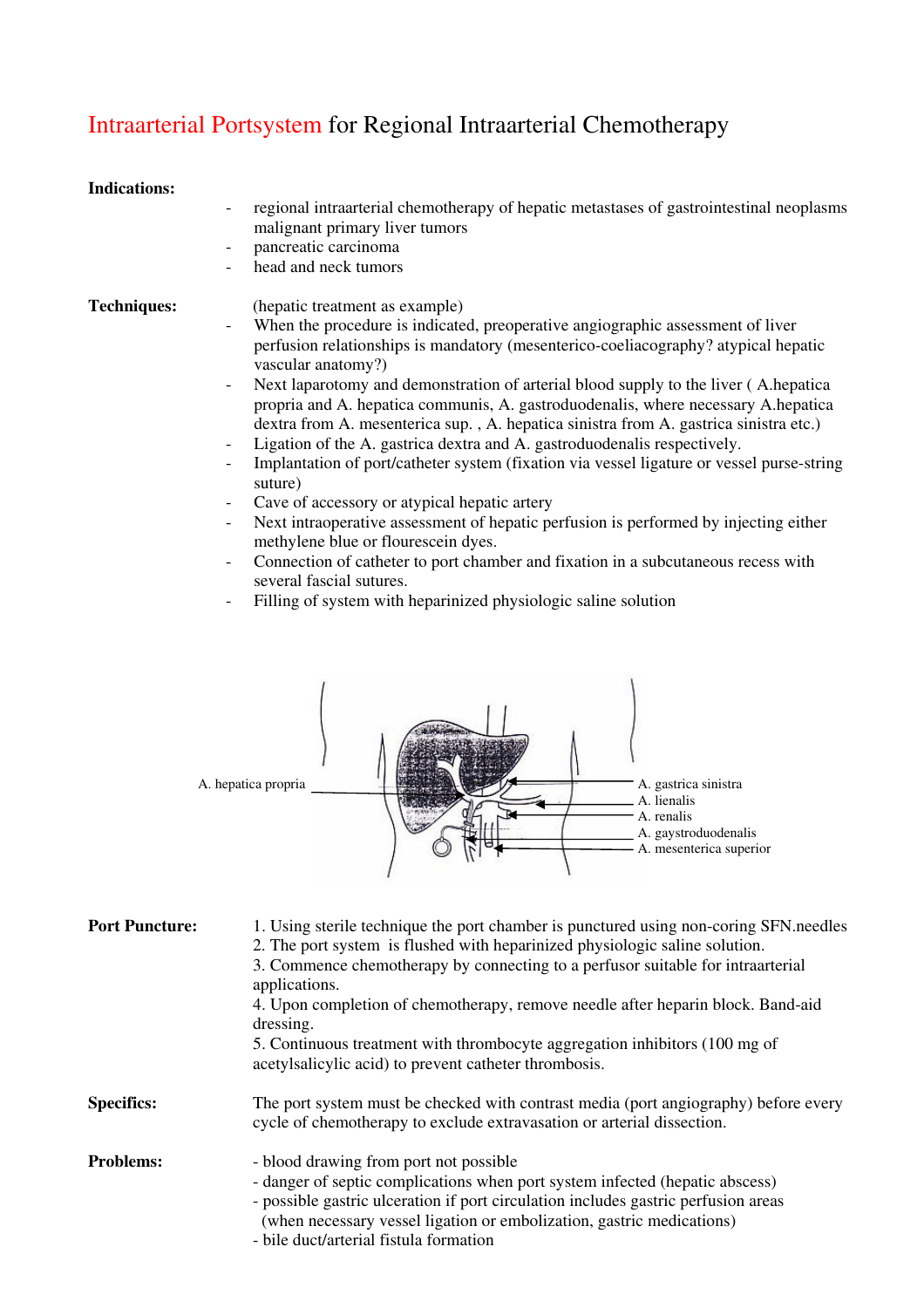# Intraarterial Portsystem for Regional Intraarterial Chemotherapy

**Indications:**

- regional intraarterial chemotherapy of hepatic metastases of gastrointestinal neoplasms malignant primary liver tumors
- pancreatic carcinoma
- head and neck tumors

**Techniques:**

(hepatic treatment as example)

- When the procedure is indicated, preoperative angiographic assessment of liver perfusion relationships is mandatory (mesenterico-coeliacography? atypical hepatic vascular anatomy?)
- Next laparotomy and demonstration of arterial blood supply to the liver ( A.hepatica propria and A. hepatica communis, A. gastroduodenalis, where necessary A.hepatica dextra from A. mesenterica sup. , A. hepatica sinistra from A. gastrica sinistra etc.)
- Ligation of the A. gastrica dextra and A. gastroduodenalis respectively.
- Implantation of port/catheter system (fixation via vessel ligature or vessel purse-string suture)
- Cave of accessory or atypical hepatic artery
- Next intraoperative assessment of hepatic perfusion is performed by injecting either methylene blue or flourescein dyes.
- Connection of catheter to port chamber and fixation in a subcutaneous recess with several fascial sutures.
- Filling of system with heparinized physiologic saline solution

A. hepatica propria

A. gastrica sinistra

A. lienalis

A. renalis

A. gaystroduodenalis

A. mesenterica superior

**Port Puncture:**

1. Using sterile technique the port chamber is punctured using non-coring SFN.needles
2. The port system is flushed with heparinized physiologic saline solution.
3. Commence chemotherapy by connecting to a perfusor suitable for intraarterial applications.
4. Upon completion of chemotherapy, remove needle after heparin block. Band-aid dressing.
5. Continuous treatment with thrombocyte aggregation inhibitors (100 mg of acetylsalicylic acid) to prevent catheter thrombosis.

**Specifics:**

The port system must be checked with contrast media (port angiography) before every cycle of chemotherapy to exclude extravasation or arterial dissection.

**Problems:**

- blood drawing from port not possible
- danger of septic complications when port system infected (hepatic abscess)
- possible gastric ulceration if port circulation includes gastric perfusion areas (when necessary vessel ligation or embolization, gastric medications)
- bile duct/arterial fistula formation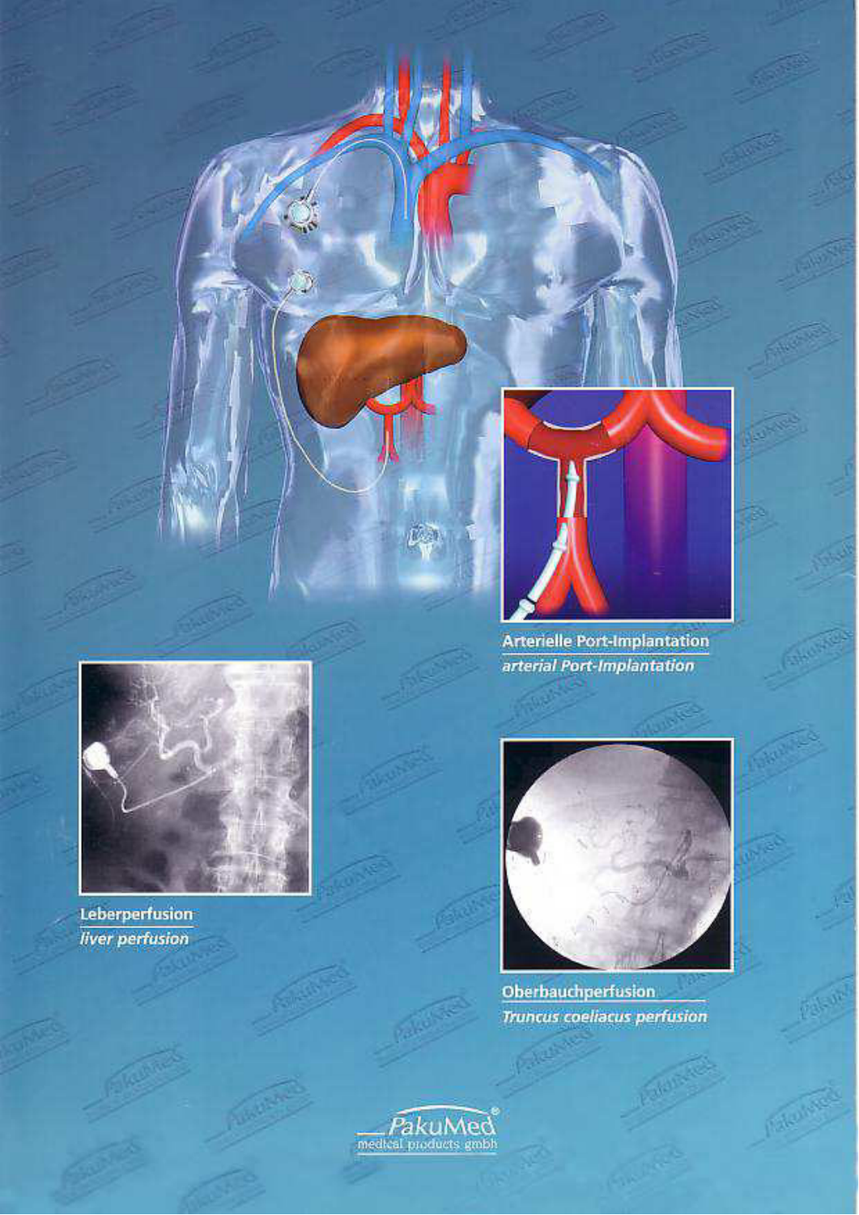**Arterielle Port-Implantation**
*arterial Port-Implantation*

**Leberperfusion**
*liver perfusion*

**Oberbauchperfusion**
*Truncus coeliacus perfusion*

PakuMed®
medical products gmbh